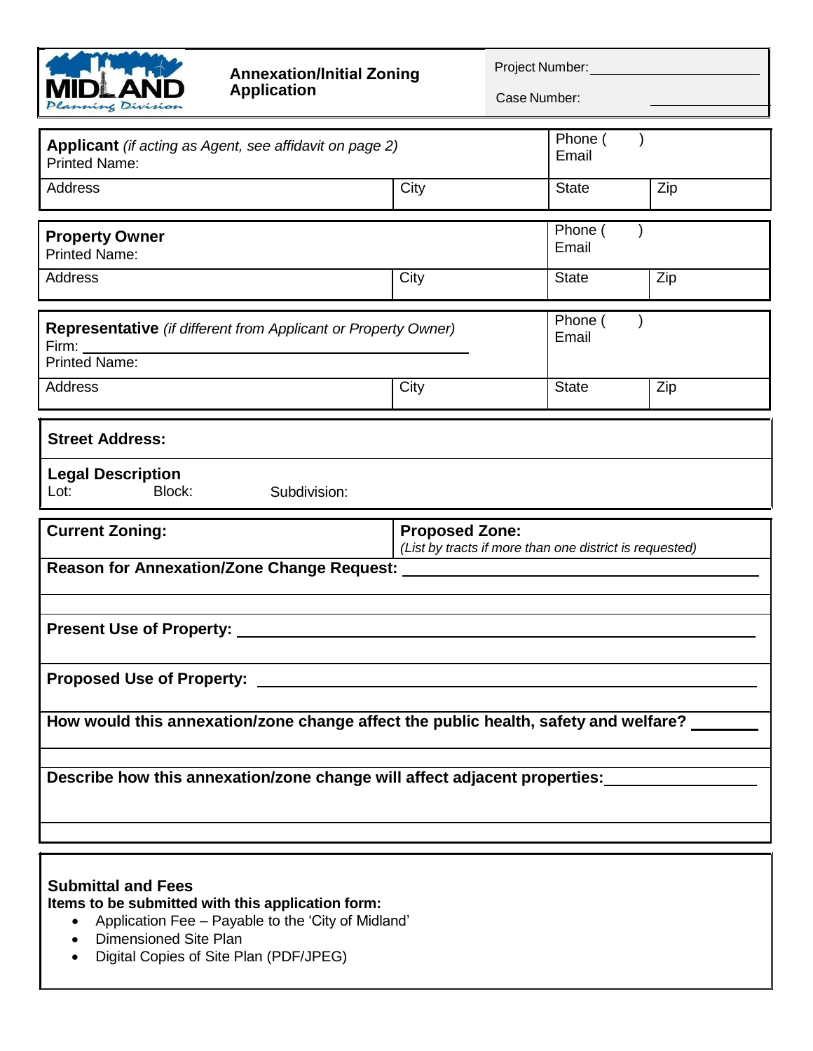MIDLAND
Planning Division

# Annexation/Initial Zoning Application

Project Number: ____________________

Case Number: ____________________

| **Applicant** *(if acting as Agent, see affidavit on page 2)* Printed Name: | | Phone ( ) Email | |
|---|---|---|---|
| Address | City | State | Zip |

| **Property Owner** Printed Name: | | Phone ( ) Email | |
|---|---|---|---|
| Address | City | State | Zip |

| **Representative** *(if different from Applicant or Property Owner)* Firm: ____________________ Printed Name: | | Phone ( ) Email | |
|---|---|---|---|
| Address | City | State | Zip |

**Street Address:**

**Legal Description**
Lot: Block: Subdivision:

| **Current Zoning:** | **Proposed Zone:** *(List by tracts if more than one district is requested)* |
|---|---|

**Reason for Annexation/Zone Change Request:** ____________________

**Present Use of Property:** ____________________

**Proposed Use of Property:** ____________________

**How would this annexation/zone change affect the public health, safety and welfare?** ________

**Describe how this annexation/zone change will affect adjacent properties:** ____________________

**Submittal and Fees**

**Items to be submitted with this application form:**

- Application Fee – Payable to the 'City of Midland'
- Dimensioned Site Plan
- Digital Copies of Site Plan (PDF/JPEG)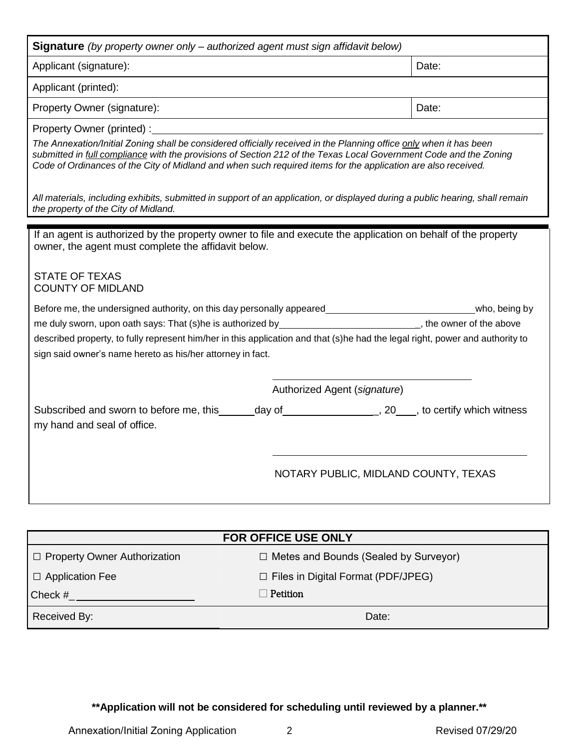| **Signature** *(by property owner only – authorized agent must sign affidavit below)* | |
|---|---|
| Applicant (signature): | Date: |
| Applicant (printed): | |
| Property Owner (signature): | Date: |
| Property Owner (printed) :______________________________ | |

*The Annexation/Initial Zoning shall be considered officially received in the Planning office only when it has been submitted in full compliance with the provisions of Section 212 of the Texas Local Government Code and the Zoning Code of Ordinances of the City of Midland and when such required items for the application are also received.*

*All materials, including exhibits, submitted in support of an application, or displayed during a public hearing, shall remain the property of the City of Midland.*

If an agent is authorized by the property owner to file and execute the application on behalf of the property owner, the agent must complete the affidavit below.

STATE OF TEXAS
COUNTY OF MIDLAND

Before me, the undersigned authority, on this day personally appeared______________________________who, being by me duly sworn, upon oath says: That (s)he is authorized by___________________________, the owner of the above described property, to fully represent him/her in this application and that (s)he had the legal right, power and authority to sign said owner's name hereto as his/her attorney in fact.

_____________________________________
Authorized Agent (*signature*)

Subscribed and sworn to before me, this______day of_________________, 20___, to certify which witness my hand and seal of office.

_____________________________________
NOTARY PUBLIC, MIDLAND COUNTY, TEXAS

| FOR OFFICE USE ONLY | |
|---|---|
| ☐ Property Owner Authorization | ☐ Metes and Bounds (Sealed by Surveyor) |
| ☐ Application Fee | ☐ Files in Digital Format (PDF/JPEG) |
| Check #_____________________ | ☐ Petition |
| Received By: | Date: |

**\*\*Application will not be considered for scheduling until reviewed by a planner.\*\***

Annexation/Initial Zoning Application Revised 07/29/20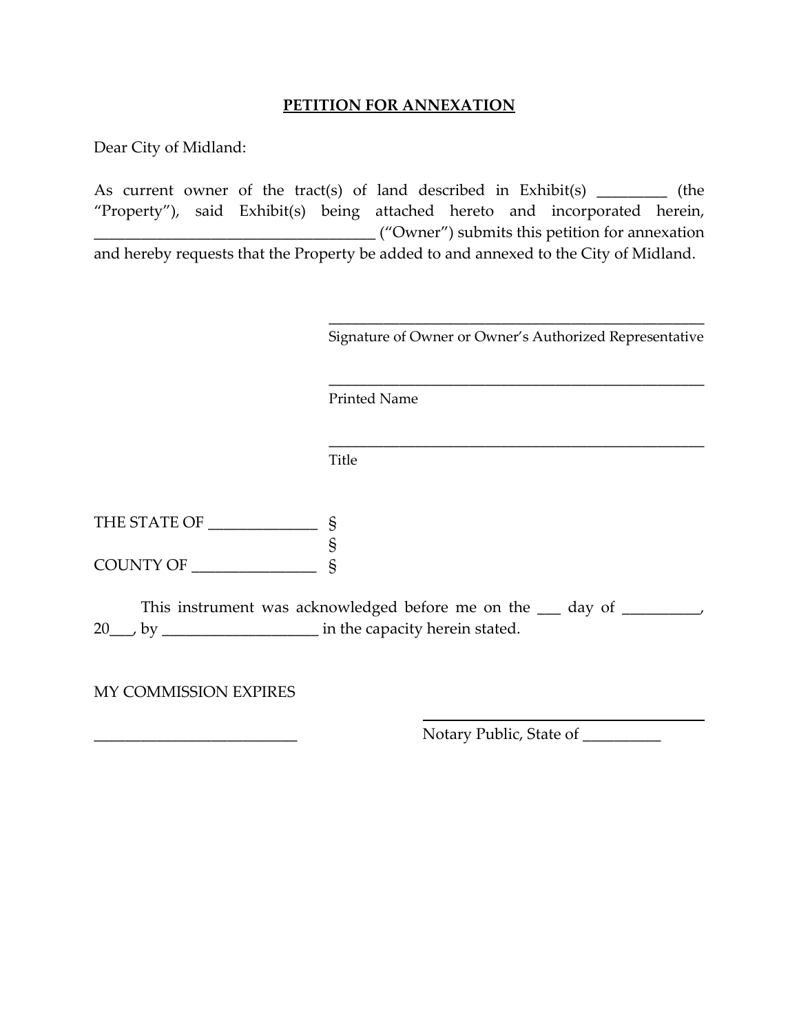**PETITION FOR ANNEXATION**

Dear City of Midland:

As current owner of the tract(s) of land described in Exhibit(s) _________ (the "Property"), said Exhibit(s) being attached hereto and incorporated herein, ____________________________________ ("Owner") submits this petition for annexation and hereby requests that the Property be added to and annexed to the City of Midland.

____________________________________________________
Signature of Owner or Owner's Authorized Representative

____________________________________________________
Printed Name

____________________________________________________
Title

THE STATE OF ______________ §
§
COUNTY OF ________________ §

This instrument was acknowledged before me on the ___ day of __________, 20___, by ____________________ in the capacity herein stated.

MY COMMISSION EXPIRES

__________________________

______________________________________
Notary Public, State of __________